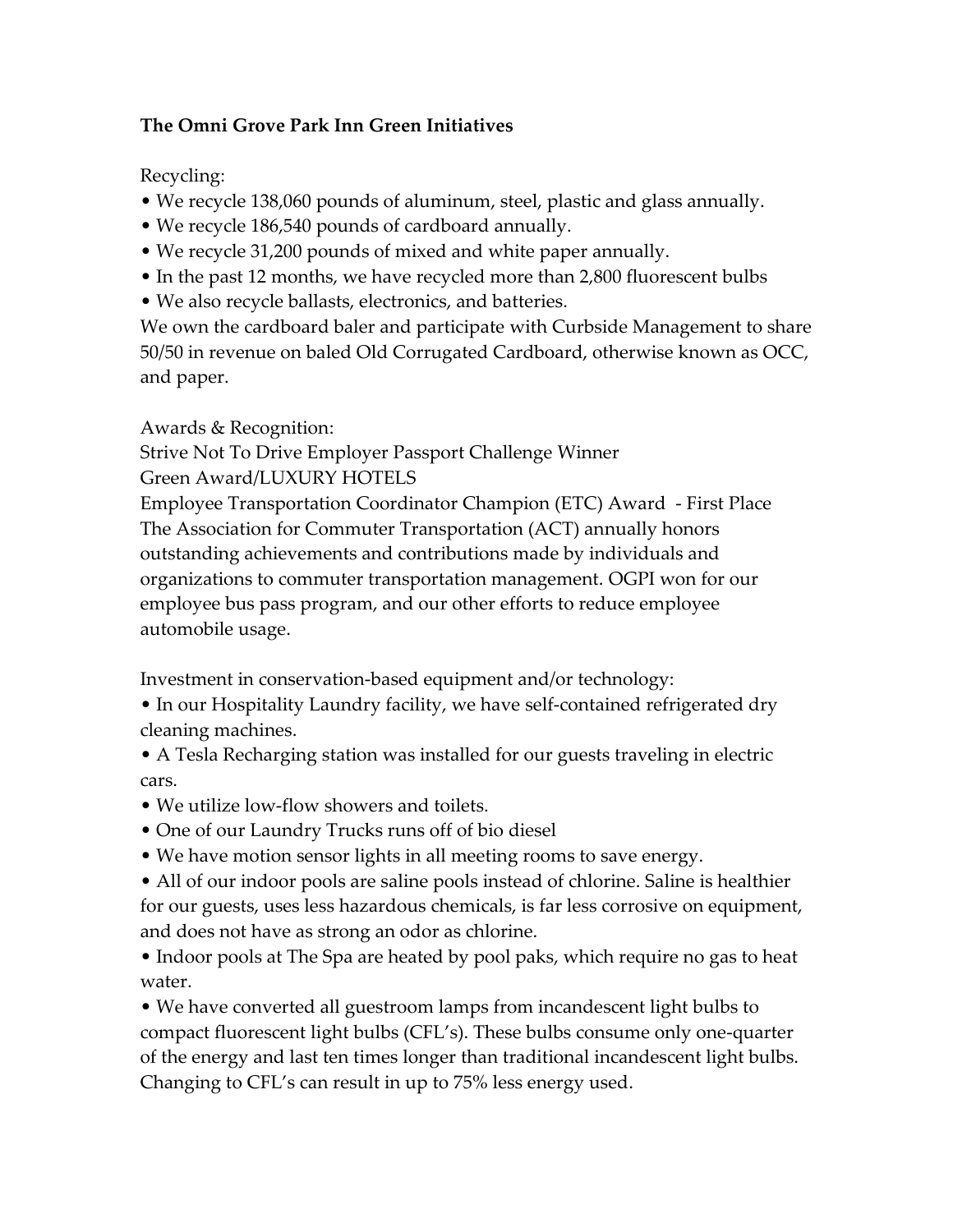**The Omni Grove Park Inn Green Initiatives**

Recycling:

- We recycle 138,060 pounds of aluminum, steel, plastic and glass annually.
- We recycle 186,540 pounds of cardboard annually.
- We recycle 31,200 pounds of mixed and white paper annually.
- In the past 12 months, we have recycled more than 2,800 fluorescent bulbs
- We also recycle ballasts, electronics, and batteries.

We own the cardboard baler and participate with Curbside Management to share 50/50 in revenue on baled Old Corrugated Cardboard, otherwise known as OCC, and paper.

Awards & Recognition:

Strive Not To Drive Employer Passport Challenge Winner

Green Award/LUXURY HOTELS

Employee Transportation Coordinator Champion (ETC) Award - First Place

The Association for Commuter Transportation (ACT) annually honors outstanding achievements and contributions made by individuals and organizations to commuter transportation management. OGPI won for our employee bus pass program, and our other efforts to reduce employee automobile usage.

Investment in conservation-based equipment and/or technology:

- In our Hospitality Laundry facility, we have self-contained refrigerated dry cleaning machines.
- A Tesla Recharging station was installed for our guests traveling in electric cars.
- We utilize low-flow showers and toilets.
- One of our Laundry Trucks runs off of bio diesel
- We have motion sensor lights in all meeting rooms to save energy.
- All of our indoor pools are saline pools instead of chlorine. Saline is healthier for our guests, uses less hazardous chemicals, is far less corrosive on equipment, and does not have as strong an odor as chlorine.
- Indoor pools at The Spa are heated by pool paks, which require no gas to heat water.
- We have converted all guestroom lamps from incandescent light bulbs to compact fluorescent light bulbs (CFL's). These bulbs consume only one-quarter of the energy and last ten times longer than traditional incandescent light bulbs. Changing to CFL's can result in up to 75% less energy used.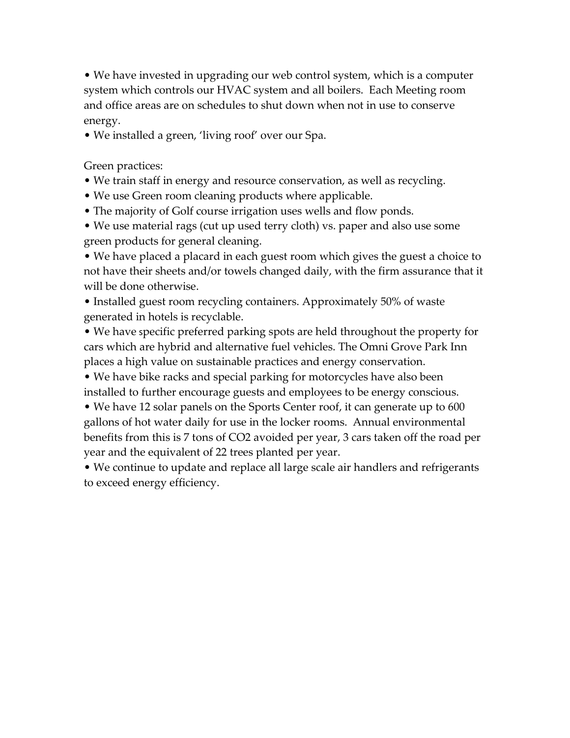- We have invested in upgrading our web control system, which is a computer system which controls our HVAC system and all boilers. Each Meeting room and office areas are on schedules to shut down when not in use to conserve energy.
- We installed a green, 'living roof' over our Spa.

Green practices:

- We train staff in energy and resource conservation, as well as recycling.
- We use Green room cleaning products where applicable.
- The majority of Golf course irrigation uses wells and flow ponds.
- We use material rags (cut up used terry cloth) vs. paper and also use some green products for general cleaning.
- We have placed a placard in each guest room which gives the guest a choice to not have their sheets and/or towels changed daily, with the firm assurance that it will be done otherwise.
- Installed guest room recycling containers. Approximately 50% of waste generated in hotels is recyclable.
- We have specific preferred parking spots are held throughout the property for cars which are hybrid and alternative fuel vehicles. The Omni Grove Park Inn places a high value on sustainable practices and energy conservation.
- We have bike racks and special parking for motorcycles have also been installed to further encourage guests and employees to be energy conscious.
- We have 12 solar panels on the Sports Center roof, it can generate up to 600 gallons of hot water daily for use in the locker rooms. Annual environmental benefits from this is 7 tons of $CO_2$ avoided per year, 3 cars taken off the road per year and the equivalent of 22 trees planted per year.
- We continue to update and replace all large scale air handlers and refrigerants to exceed energy efficiency.